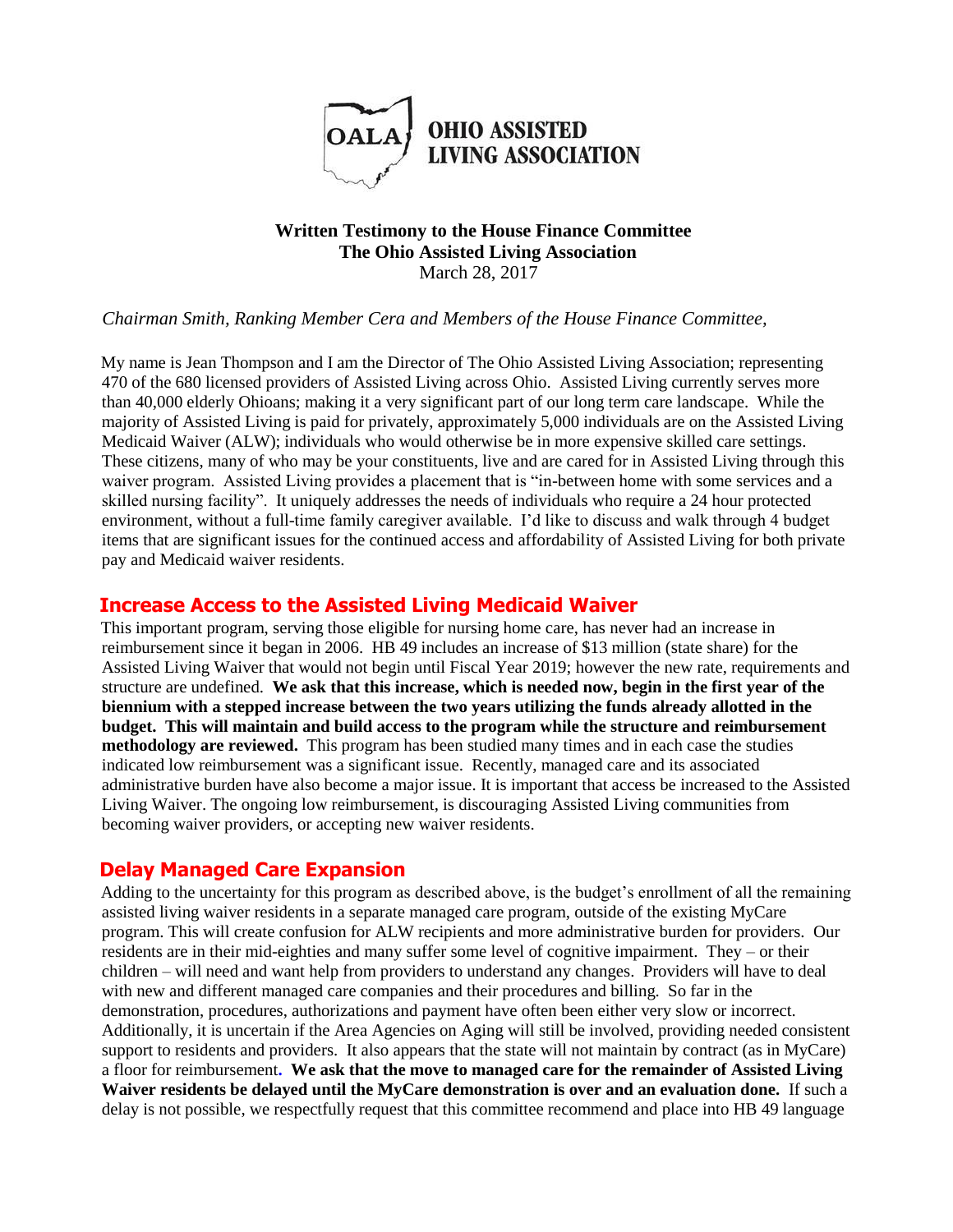**OALA** **OHIO ASSISTED LIVING ASSOCIATION**

**Written Testimony to the House Finance Committee**
**The Ohio Assisted Living Association**
March 28, 2017

*Chairman Smith, Ranking Member Cera and Members of the House Finance Committee,*

My name is Jean Thompson and I am the Director of The Ohio Assisted Living Association; representing 470 of the 680 licensed providers of Assisted Living across Ohio. Assisted Living currently serves more than 40,000 elderly Ohioans; making it a very significant part of our long term care landscape. While the majority of Assisted Living is paid for privately, approximately 5,000 individuals are on the Assisted Living Medicaid Waiver (ALW); individuals who would otherwise be in more expensive skilled care settings. These citizens, many of who may be your constituents, live and are cared for in Assisted Living through this waiver program. Assisted Living provides a placement that is "in-between home with some services and a skilled nursing facility". It uniquely addresses the needs of individuals who require a 24 hour protected environment, without a full-time family caregiver available. I'd like to discuss and walk through 4 budget items that are significant issues for the continued access and affordability of Assisted Living for both private pay and Medicaid waiver residents.

## Increase Access to the Assisted Living Medicaid Waiver

This important program, serving those eligible for nursing home care, has never had an increase in reimbursement since it began in 2006. HB 49 includes an increase of $13 million (state share) for the Assisted Living Waiver that would not begin until Fiscal Year 2019; however the new rate, requirements and structure are undefined. **We ask that this increase, which is needed now, begin in the first year of the biennium with a stepped increase between the two years utilizing the funds already allotted in the budget. This will maintain and build access to the program while the structure and reimbursement methodology are reviewed.** This program has been studied many times and in each case the studies indicated low reimbursement was a significant issue. Recently, managed care and its associated administrative burden have also become a major issue. It is important that access be increased to the Assisted Living Waiver. The ongoing low reimbursement, is discouraging Assisted Living communities from becoming waiver providers, or accepting new waiver residents.

## Delay Managed Care Expansion

Adding to the uncertainty for this program as described above, is the budget's enrollment of all the remaining assisted living waiver residents in a separate managed care program, outside of the existing MyCare program. This will create confusion for ALW recipients and more administrative burden for providers. Our residents are in their mid-eighties and many suffer some level of cognitive impairment. They – or their children – will need and want help from providers to understand any changes. Providers will have to deal with new and different managed care companies and their procedures and billing. So far in the demonstration, procedures, authorizations and payment have often been either very slow or incorrect. Additionally, it is uncertain if the Area Agencies on Aging will still be involved, providing needed consistent support to residents and providers. It also appears that the state will not maintain by contract (as in MyCare) a floor for reimbursement**. We ask that the move to managed care for the remainder of Assisted Living Waiver residents be delayed until the MyCare demonstration is over and an evaluation done.** If such a delay is not possible, we respectfully request that this committee recommend and place into HB 49 language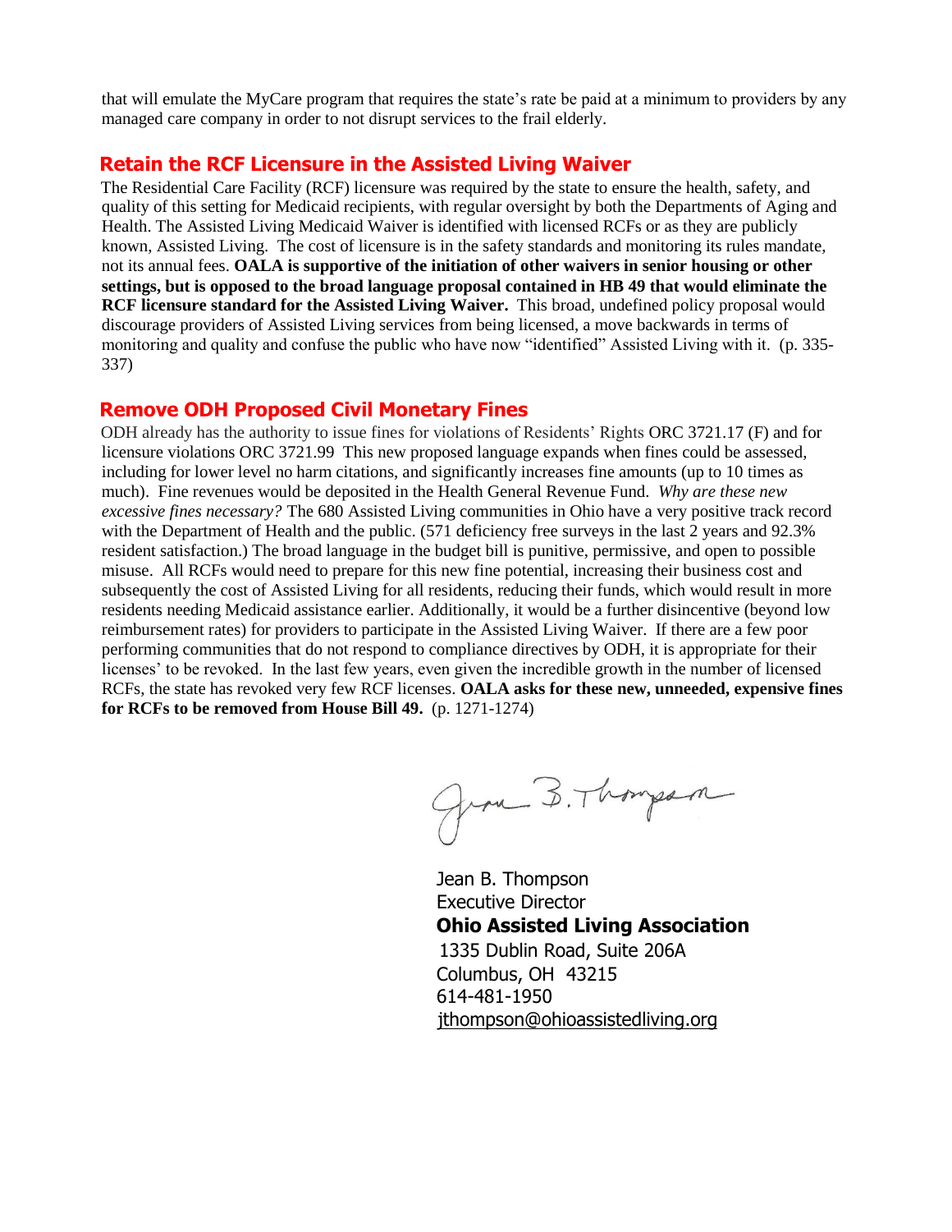that will emulate the MyCare program that requires the state's rate be paid at a minimum to providers by any managed care company in order to not disrupt services to the frail elderly.

## Retain the RCF Licensure in the Assisted Living Waiver

The Residential Care Facility (RCF) licensure was required by the state to ensure the health, safety, and quality of this setting for Medicaid recipients, with regular oversight by both the Departments of Aging and Health. The Assisted Living Medicaid Waiver is identified with licensed RCFs or as they are publicly known, Assisted Living. The cost of licensure is in the safety standards and monitoring its rules mandate, not its annual fees. **OALA is supportive of the initiation of other waivers in senior housing or other settings, but is opposed to the broad language proposal contained in HB 49 that would eliminate the RCF licensure standard for the Assisted Living Waiver.** This broad, undefined policy proposal would discourage providers of Assisted Living services from being licensed, a move backwards in terms of monitoring and quality and confuse the public who have now "identified" Assisted Living with it. (p. 335-337)

## Remove ODH Proposed Civil Monetary Fines

ODH already has the authority to issue fines for violations of Residents' Rights ORC 3721.17 (F) and for licensure violations ORC 3721.99 This new proposed language expands when fines could be assessed, including for lower level no harm citations, and significantly increases fine amounts (up to 10 times as much). Fine revenues would be deposited in the Health General Revenue Fund. *Why are these new excessive fines necessary?* The 680 Assisted Living communities in Ohio have a very positive track record with the Department of Health and the public. (571 deficiency free surveys in the last 2 years and 92.3% resident satisfaction.) The broad language in the budget bill is punitive, permissive, and open to possible misuse. All RCFs would need to prepare for this new fine potential, increasing their business cost and subsequently the cost of Assisted Living for all residents, reducing their funds, which would result in more residents needing Medicaid assistance earlier. Additionally, it would be a further disincentive (beyond low reimbursement rates) for providers to participate in the Assisted Living Waiver. If there are a few poor performing communities that do not respond to compliance directives by ODH, it is appropriate for their licenses' to be revoked. In the last few years, even given the incredible growth in the number of licensed RCFs, the state has revoked very few RCF licenses. **OALA asks for these new, unneeded, expensive fines for RCFs to be removed from House Bill 49.** (p. 1271-1274)

Jean B. Thompson
Executive Director
**Ohio Assisted Living Association**
1335 Dublin Road, Suite 206A
Columbus, OH 43215
614-481-1950
jthompson@ohioassistedliving.org